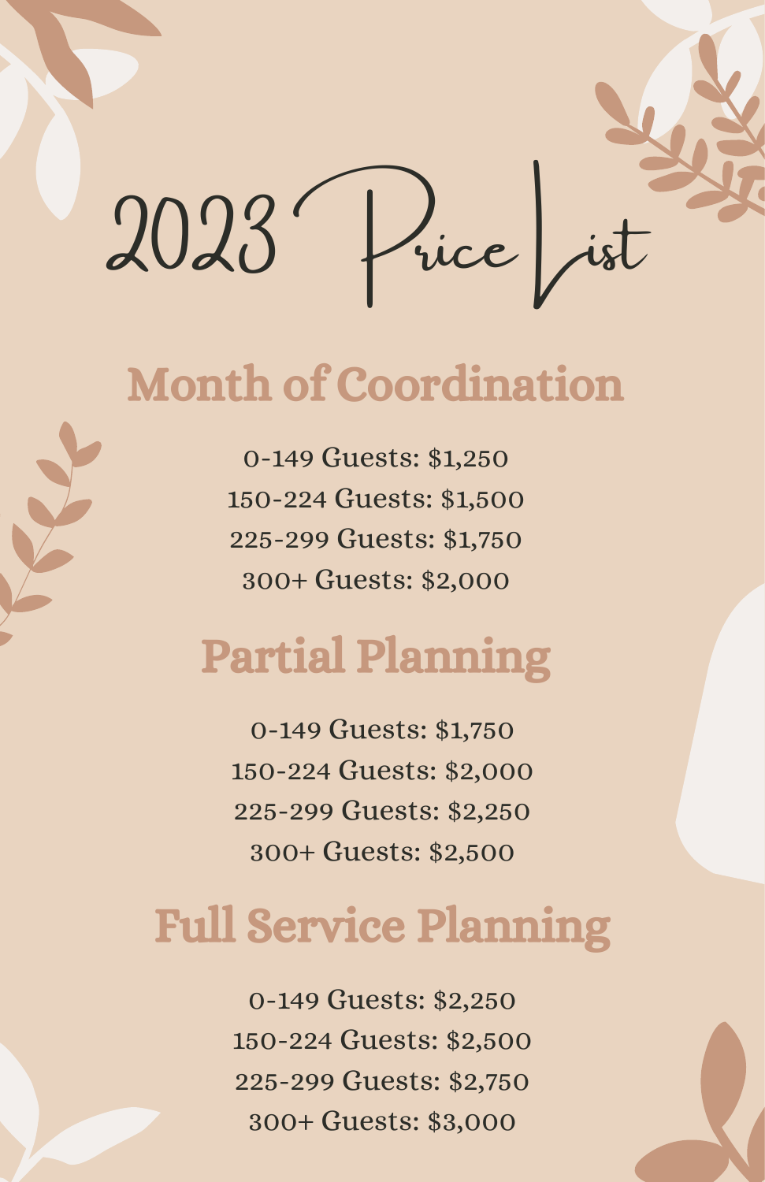# 2023 Price List

## Month of Coordination

0-149 Guests: $1,250
150-224 Guests: $1,500
225-299 Guests: $1,750
300+ Guests: $2,000

## Partial Planning

0-149 Guests: $1,750
150-224 Guests: $2,000
225-299 Guests: $2,250
300+ Guests: $2,500

## Full Service Planning

0-149 Guests: $2,250
150-224 Guests: $2,500
225-299 Guests: $2,750
300+ Guests: $3,000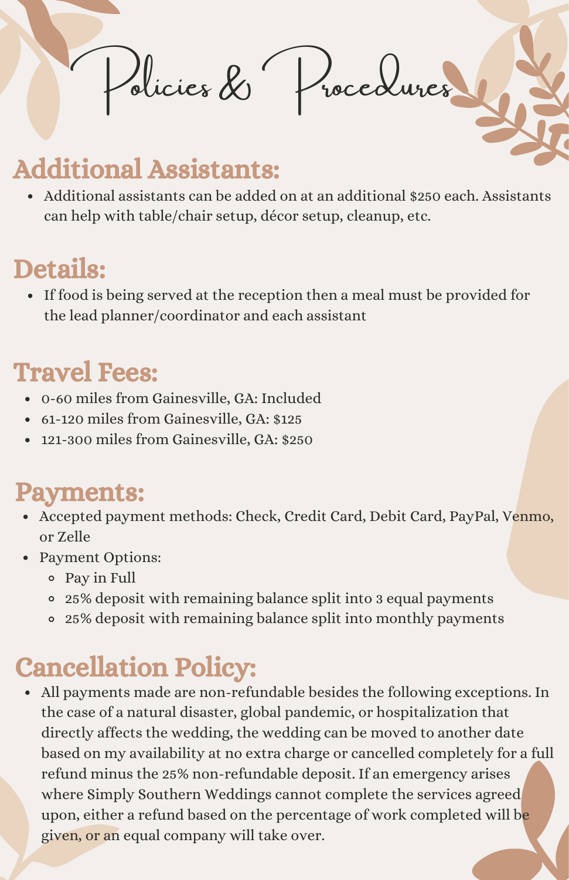# Policies & Procedures

## Additional Assistants:

- Additional assistants can be added on at an additional $250 each. Assistants can help with table/chair setup, décor setup, cleanup, etc.

## Details:

- If food is being served at the reception then a meal must be provided for the lead planner/coordinator and each assistant

## Travel Fees:

- 0-60 miles from Gainesville, GA: Included
- 61-120 miles from Gainesville, GA: $125
- 121-300 miles from Gainesville, GA: $250

## Payments:

- Accepted payment methods: Check, Credit Card, Debit Card, PayPal, Venmo, or Zelle
- Payment Options:
  - Pay in Full
  - 25% deposit with remaining balance split into 3 equal payments
  - 25% deposit with remaining balance split into monthly payments

## Cancellation Policy:

- All payments made are non-refundable besides the following exceptions. In the case of a natural disaster, global pandemic, or hospitalization that directly affects the wedding, the wedding can be moved to another date based on my availability at no extra charge or cancelled completely for a full refund minus the 25% non-refundable deposit. If an emergency arises where Simply Southern Weddings cannot complete the services agreed upon, either a refund based on the percentage of work completed will be given, or an equal company will take over.